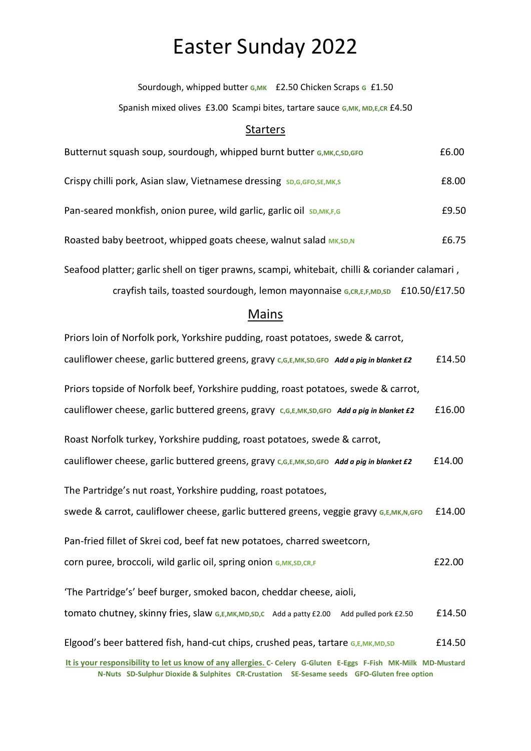# Easter Sunday 2022

Sourdough, whipped butter G,MK £2.50 Chicken Scraps G £1.50

Spanish mixed olives £3.00 Scampi bites, tartare sauce G,MK, MD,E,CR £4.50

## Starters

Butternut squash soup, sourdough, whipped burnt butter G,MK,C,SD,GFO £6.00

Crispy chilli pork, Asian slaw, Vietnamese dressing SD,G,GFO,SE,MK,S £8.00

Pan-seared monkfish, onion puree, wild garlic, garlic oil SD,MK,F,G £9.50

Roasted baby beetroot, whipped goats cheese, walnut salad MK,SD,N £6.75

Seafood platter; garlic shell on tiger prawns, scampi, whitebait, chilli & coriander calamari , crayfish tails, toasted sourdough, lemon mayonnaise G,CR,E,F,MD,SD £10.50/£17.50

## Mains

Priors loin of Norfolk pork, Yorkshire pudding, roast potatoes, swede & carrot, cauliflower cheese, garlic buttered greens, gravy C,G,E,MK,SD,GFO ***Add a pig in blanket £2*** £14.50

Priors topside of Norfolk beef, Yorkshire pudding, roast potatoes, swede & carrot, cauliflower cheese, garlic buttered greens, gravy C,G,E,MK,SD,GFO ***Add a pig in blanket £2*** £16.00

Roast Norfolk turkey, Yorkshire pudding, roast potatoes, swede & carrot, cauliflower cheese, garlic buttered greens, gravy C,G,E,MK,SD,GFO ***Add a pig in blanket £2*** £14.00

The Partridge's nut roast, Yorkshire pudding, roast potatoes, swede & carrot, cauliflower cheese, garlic buttered greens, veggie gravy G,E,MK,N,GFO £14.00

Pan-fried fillet of Skrei cod, beef fat new potatoes, charred sweetcorn, corn puree, broccoli, wild garlic oil, spring onion G,MK,SD,CR,F £22.00

'The Partridge's' beef burger, smoked bacon, cheddar cheese, aioli, tomato chutney, skinny fries, slaw G,E,MK,MD,SD,C Add a patty £2.00 Add pulled pork £2.50 £14.50

Elgood's beer battered fish, hand-cut chips, crushed peas, tartare G,E,MK,MD,SD £14.50

**It is your responsibility to let us know of any allergies.** **C- Celery G-Gluten E-Eggs F-Fish MK-Milk MD-Mustard N-Nuts SD-Sulphur Dioxide & Sulphites CR-Crustation SE-Sesame seeds GFO-Gluten free option**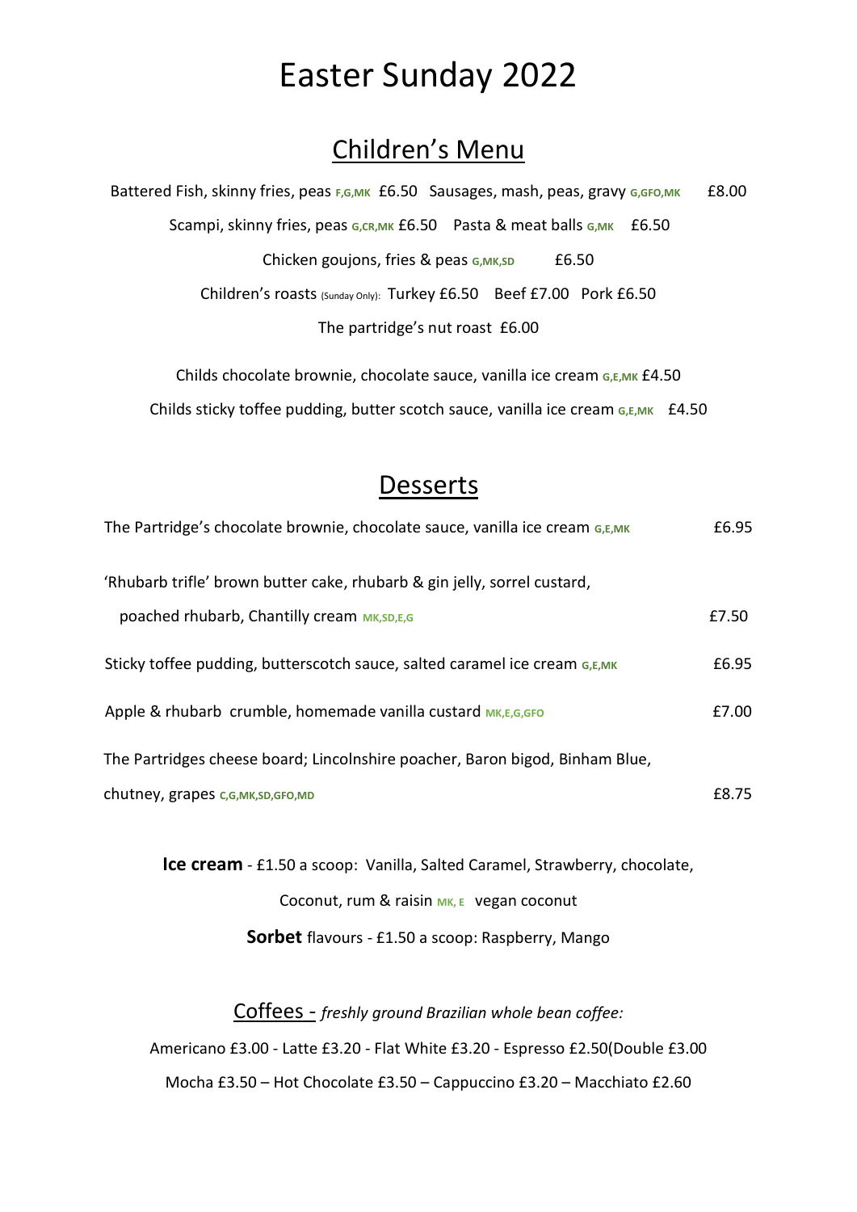# Easter Sunday 2022

## Children's Menu

Battered Fish, skinny fries, peas F,G,MK £6.50 Sausages, mash, peas, gravy G,GFO,MK £8.00

Scampi, skinny fries, peas G,CR,MK £6.50 Pasta & meat balls G,MK £6.50

Chicken goujons, fries & peas G,MK,SD £6.50

Children's roasts (Sunday Only): Turkey £6.50 Beef £7.00 Pork £6.50

The partridge's nut roast £6.00

Childs chocolate brownie, chocolate sauce, vanilla ice cream G,E,MK £4.50

Childs sticky toffee pudding, butter scotch sauce, vanilla ice cream G,E,MK £4.50

## Desserts

The Partridge's chocolate brownie, chocolate sauce, vanilla ice cream G,E,MK £6.95

'Rhubarb trifle' brown butter cake, rhubarb & gin jelly, sorrel custard, poached rhubarb, Chantilly cream MK,SD,E,G £7.50

Sticky toffee pudding, butterscotch sauce, salted caramel ice cream G,E,MK £6.95

Apple & rhubarb crumble, homemade vanilla custard MK,E,G,GFO £7.00

The Partridges cheese board; Lincolnshire poacher, Baron bigod, Binham Blue, chutney, grapes C,G,MK,SD,GFO,MD £8.75

**Ice cream** - £1.50 a scoop: Vanilla, Salted Caramel, Strawberry, chocolate, Coconut, rum & raisin MK, E vegan coconut

**Sorbet** flavours - £1.50 a scoop: Raspberry, Mango

## Coffees - *freshly ground Brazilian whole bean coffee:*

Americano £3.00 - Latte £3.20 - Flat White £3.20 - Espresso £2.50(Double £3.00

Mocha £3.50 – Hot Chocolate £3.50 – Cappuccino £3.20 – Macchiato £2.60